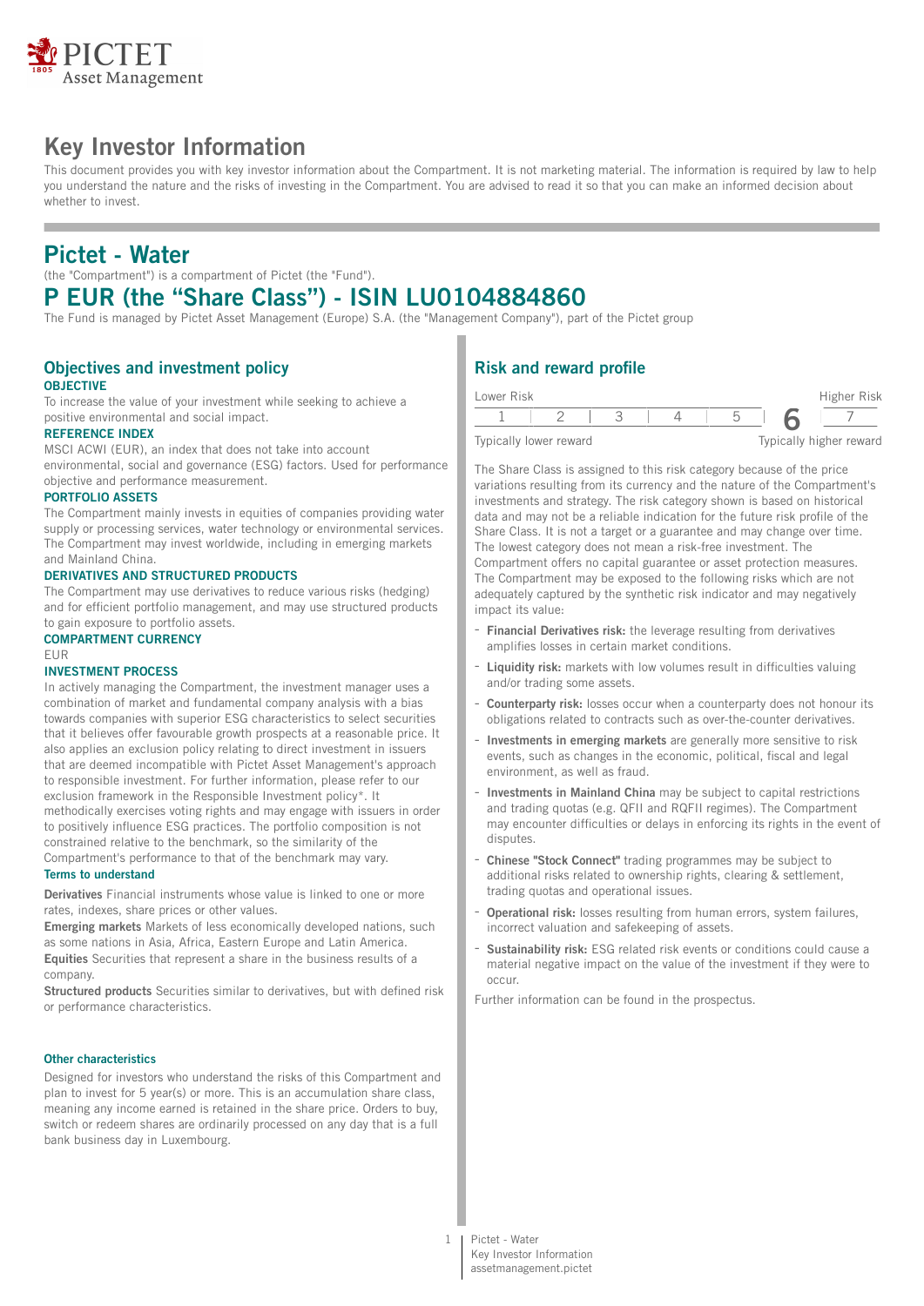# Key Investor Information

This document provides you with key investor information about the Compartment. It is not marketing material. The information is required by law to help you understand the nature and the risks of investing in the Compartment. You are advised to read it so that you can make an informed decision about whether to invest.

## Pictet - Water

(the "Compartment") is a compartment of Pictet (the "Fund").

## P EUR (the "Share Class") - ISIN LU0104884860

The Fund is managed by Pictet Asset Management (Europe) S.A. (the "Management Company"), part of the Pictet group

### Objectives and investment policy

**OBJECTIVE**

To increase the value of your investment while seeking to achieve a positive environmental and social impact.

**REFERENCE INDEX**

MSCI ACWI (EUR), an index that does not take into account environmental, social and governance (ESG) factors. Used for performance objective and performance measurement.

**PORTFOLIO ASSETS**

The Compartment mainly invests in equities of companies providing water supply or processing services, water technology or environmental services. The Compartment may invest worldwide, including in emerging markets and Mainland China.

**DERIVATIVES AND STRUCTURED PRODUCTS**

The Compartment may use derivatives to reduce various risks (hedging) and for efficient portfolio management, and may use structured products to gain exposure to portfolio assets.

**COMPARTMENT CURRENCY**

EUR

**INVESTMENT PROCESS**

In actively managing the Compartment, the investment manager uses a combination of market and fundamental company analysis with a bias towards companies with superior ESG characteristics to select securities that it believes offer favourable growth prospects at a reasonable price. It also applies an exclusion policy relating to direct investment in issuers that are deemed incompatible with Pictet Asset Management's approach to responsible investment. For further information, please refer to our exclusion framework in the Responsible Investment policy*. It methodically exercises voting rights and may engage with issuers in order to positively influence ESG practices. The portfolio composition is not constrained relative to the benchmark, so the similarity of the Compartment's performance to that of the benchmark may vary.

**Terms to understand**

**Derivatives** Financial instruments whose value is linked to one or more rates, indexes, share prices or other values.

**Emerging markets** Markets of less economically developed nations, such as some nations in Asia, Africa, Eastern Europe and Latin America.

**Equities** Securities that represent a share in the business results of a company.

**Structured products** Securities similar to derivatives, but with defined risk or performance characteristics.

**Other characteristics**

Designed for investors who understand the risks of this Compartment and plan to invest for 5 year(s) or more. This is an accumulation share class, meaning any income earned is retained in the share price. Orders to buy, switch or redeem shares are ordinarily processed on any day that is a full bank business day in Luxembourg.

### Risk and reward profile

| Lower Risk | | | | | | Higher Risk |
|---|---|---|---|---|---|---|
| 1 | 2 | 3 | 4 | 5 | **6** | 7 |
| Typically lower reward | | | | | | Typically higher reward |

The Share Class is assigned to this risk category because of the price variations resulting from its currency and the nature of the Compartment's investments and strategy. The risk category shown is based on historical data and may not be a reliable indication for the future risk profile of the Share Class. It is not a target or a guarantee and may change over time. The lowest category does not mean a risk-free investment. The Compartment offers no capital guarantee or asset protection measures. The Compartment may be exposed to the following risks which are not adequately captured by the synthetic risk indicator and may negatively impact its value:

- **Financial Derivatives risk:** the leverage resulting from derivatives amplifies losses in certain market conditions.
- **Liquidity risk:** markets with low volumes result in difficulties valuing and/or trading some assets.
- **Counterparty risk:** losses occur when a counterparty does not honour its obligations related to contracts such as over-the-counter derivatives.
- **Investments in emerging markets** are generally more sensitive to risk events, such as changes in the economic, political, fiscal and legal environment, as well as fraud.
- **Investments in Mainland China** may be subject to capital restrictions and trading quotas (e.g. QFII and RQFII regimes). The Compartment may encounter difficulties or delays in enforcing its rights in the event of disputes.
- **Chinese "Stock Connect"** trading programmes may be subject to additional risks related to ownership rights, clearing & settlement, trading quotas and operational issues.
- **Operational risk:** losses resulting from human errors, system failures, incorrect valuation and safekeeping of assets.
- **Sustainability risk:** ESG related risk events or conditions could cause a material negative impact on the value of the investment if they were to occur.

Further information can be found in the prospectus.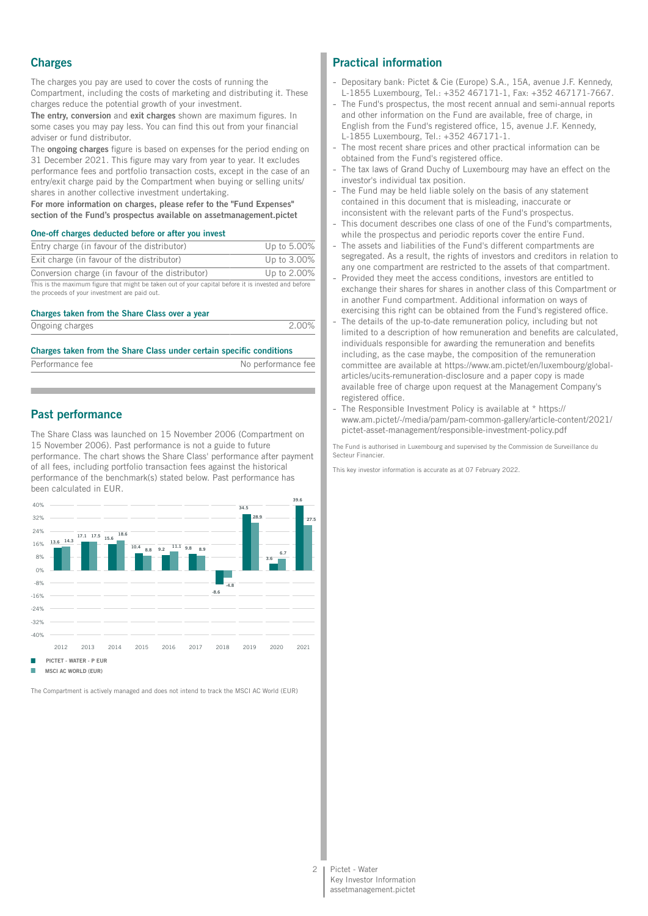## Charges

The charges you pay are used to cover the costs of running the Compartment, including the costs of marketing and distributing it. These charges reduce the potential growth of your investment.

**The entry, conversion** and **exit charges** shown are maximum figures. In some cases you may pay less. You can find this out from your financial adviser or fund distributor.

The **ongoing charges** figure is based on expenses for the period ending on 31 December 2021. This figure may vary from year to year. It excludes performance fees and portfolio transaction costs, except in the case of an entry/exit charge paid by the Compartment when buying or selling units/shares in another collective investment undertaking.

**For more information on charges, please refer to the "Fund Expenses" section of the Fund's prospectus available on assetmanagement.pictet**

### One-off charges deducted before or after you invest

| | |
|---|---|
| Entry charge (in favour of the distributor) | Up to 5.00% |
| Exit charge (in favour of the distributor) | Up to 3.00% |
| Conversion charge (in favour of the distributor) | Up to 2.00% |

This is the maximum figure that might be taken out of your capital before it is invested and before the proceeds of your investment are paid out.

### Charges taken from the Share Class over a year

| | |
|---|---|
| Ongoing charges | 2.00% |

### Charges taken from the Share Class under certain specific conditions

| | |
|---|---|
| Performance fee | No performance fee |

## Past performance

The Share Class was launched on 15 November 2006 (Compartment on 15 November 2006). Past performance is not a guide to future performance. The chart shows the Share Class' performance after payment of all fees, including portfolio transaction fees against the historical performance of the benchmark(s) stated below. Past performance has been calculated in EUR.

40%
32%
24%
16%
8%
0%
-8%
-16%
-24%
-32%
-40%

13.6 14.3
17.1 17.5
15.6 18.6
10.4 8.8
9.2 11.1
9.8 8.9
-8.6 -4.8
34.5 28.9
3.6 6.7
39.6 27.5

2012 2013 2014 2015 2016 2017 2018 2019 2020 2021

PICTET - WATER - P EUR
MSCI AC WORLD (EUR)

The Compartment is actively managed and does not intend to track the MSCI AC World (EUR)

## Practical information

- Depositary bank: Pictet & Cie (Europe) S.A., 15A, avenue J.F. Kennedy, L-1855 Luxembourg, Tel.: +352 467171-1, Fax: +352 467171-7667.
- The Fund's prospectus, the most recent annual and semi-annual reports and other information on the Fund are available, free of charge, in English from the Fund's registered office, 15, avenue J.F. Kennedy, L-1855 Luxembourg, Tel.: +352 467171-1.
- The most recent share prices and other practical information can be obtained from the Fund's registered office.
- The tax laws of Grand Duchy of Luxembourg may have an effect on the investor's individual tax position.
- The Fund may be held liable solely on the basis of any statement contained in this document that is misleading, inaccurate or inconsistent with the relevant parts of the Fund's prospectus.
- This document describes one class of one of the Fund's compartments, while the prospectus and periodic reports cover the entire Fund.
- The assets and liabilities of the Fund's different compartments are segregated. As a result, the rights of investors and creditors in relation to any one compartment are restricted to the assets of that compartment.
- Provided they meet the access conditions, investors are entitled to exchange their shares for shares in another class of this Compartment or in another Fund compartment. Additional information on ways of exercising this right can be obtained from the Fund's registered office.
- The details of the up-to-date remuneration policy, including but not limited to a description of how remuneration and benefits are calculated, individuals responsible for awarding the remuneration and benefits including, as the case maybe, the composition of the remuneration committee are available at https://www.am.pictet/en/luxembourg/global-articles/ucits-remuneration-disclosure and a paper copy is made available free of charge upon request at the Management Company's registered office.
- The Responsible Investment Policy is available at * https://www.am.pictet/-/media/pam/pam-common-gallery/article-content/2021/pictet-asset-management/responsible-investment-policy.pdf

The Fund is authorised in Luxembourg and supervised by the Commission de Surveillance du Secteur Financier.

This key investor information is accurate as at 07 February 2022.